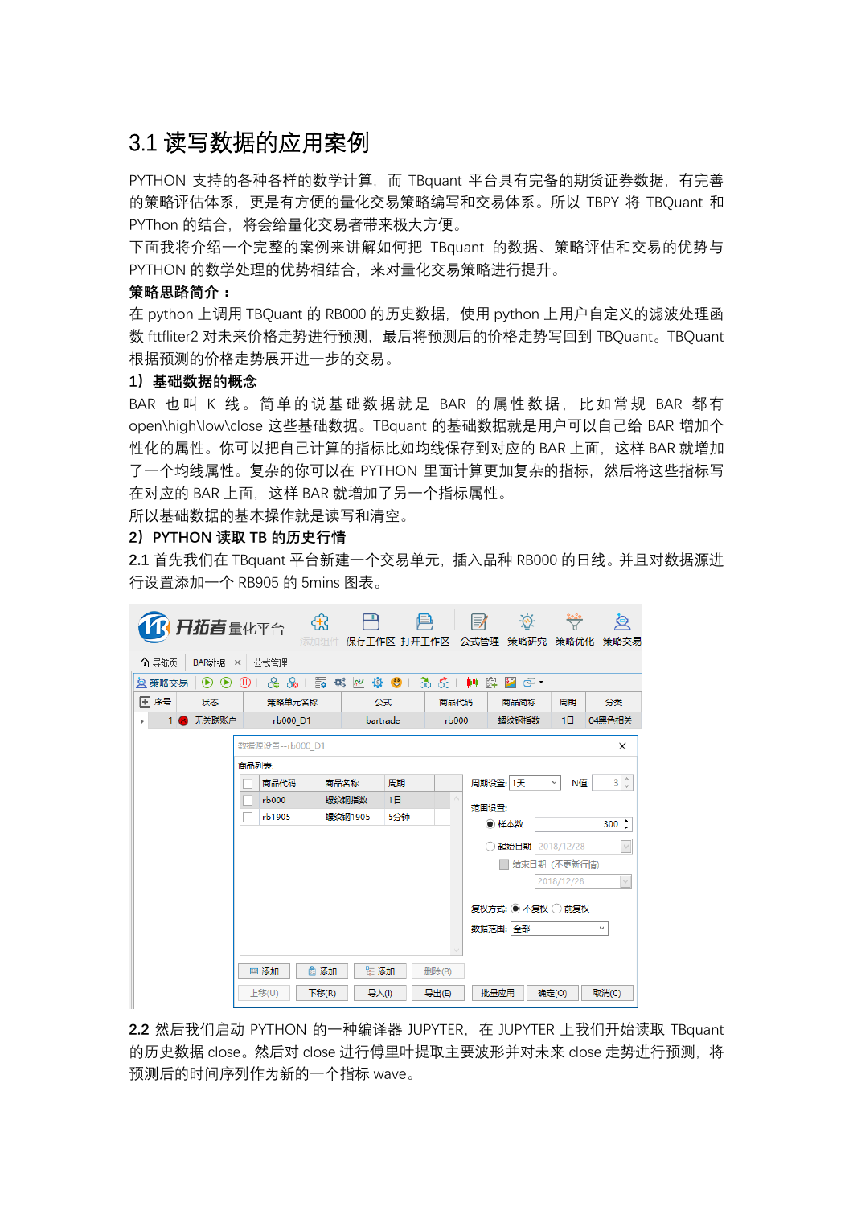# 3.1 读写数据的应用案例

PYTHON 支持的各种各样的数学计算，而 TBquant 平台具有完备的期货证券数据，有完善的策略评估体系，更是有方便的量化交易策略编写和交易体系。所以 TBPY 将 TBQuant 和 PYThon 的结合，将会给量化交易者带来极大方便。

下面我将介绍一个完整的案例来讲解如何把 TBquant 的数据、策略评估和交易的优势与 PYTHON 的数学处理的优势相结合，来对量化交易策略进行提升。

**策略思路简介：**

在 python 上调用 TBQuant 的 RB000 的历史数据，使用 python 上用户自定义的滤波处理函数 fttfliter2 对未来价格走势进行预测，最后将预测后的价格走势写回到 TBQuant。TBQuant 根据预测的价格走势展开进一步的交易。

**1）基础数据的概念**

BAR 也叫 K 线。简单的说基础数据就是 BAR 的属性数据，比如常规 BAR 都有 open\high\low\close 这些基础数据。TBquant 的基础数据就是用户可以自己给 BAR 增加个性化的属性。你可以把自己计算的指标比如均线保存到对应的 BAR 上面，这样 BAR 就增加了一个均线属性。复杂的你可以在 PYTHON 里面计算更加复杂的指标，然后将这些指标写在对应的 BAR 上面，这样 BAR 就增加了另一个指标属性。

所以基础数据的基本操作就是读写和清空。

**2）PYTHON 读取 TB 的历史行情**

**2.1** 首先我们在 TBquant 平台新建一个交易单元，插入品种 RB000 的日线。并且对数据源进行设置添加一个 RB905 的 5mins 图表。

**2.2** 然后我们启动 PYTHON 的一种编译器 JUPYTER，在 JUPYTER 上我们开始读取 TBquant 的历史数据 close。然后对 close 进行傅里叶提取主要波形并对未来 close 走势进行预测，将预测后的时间序列作为新的一个指标 wave。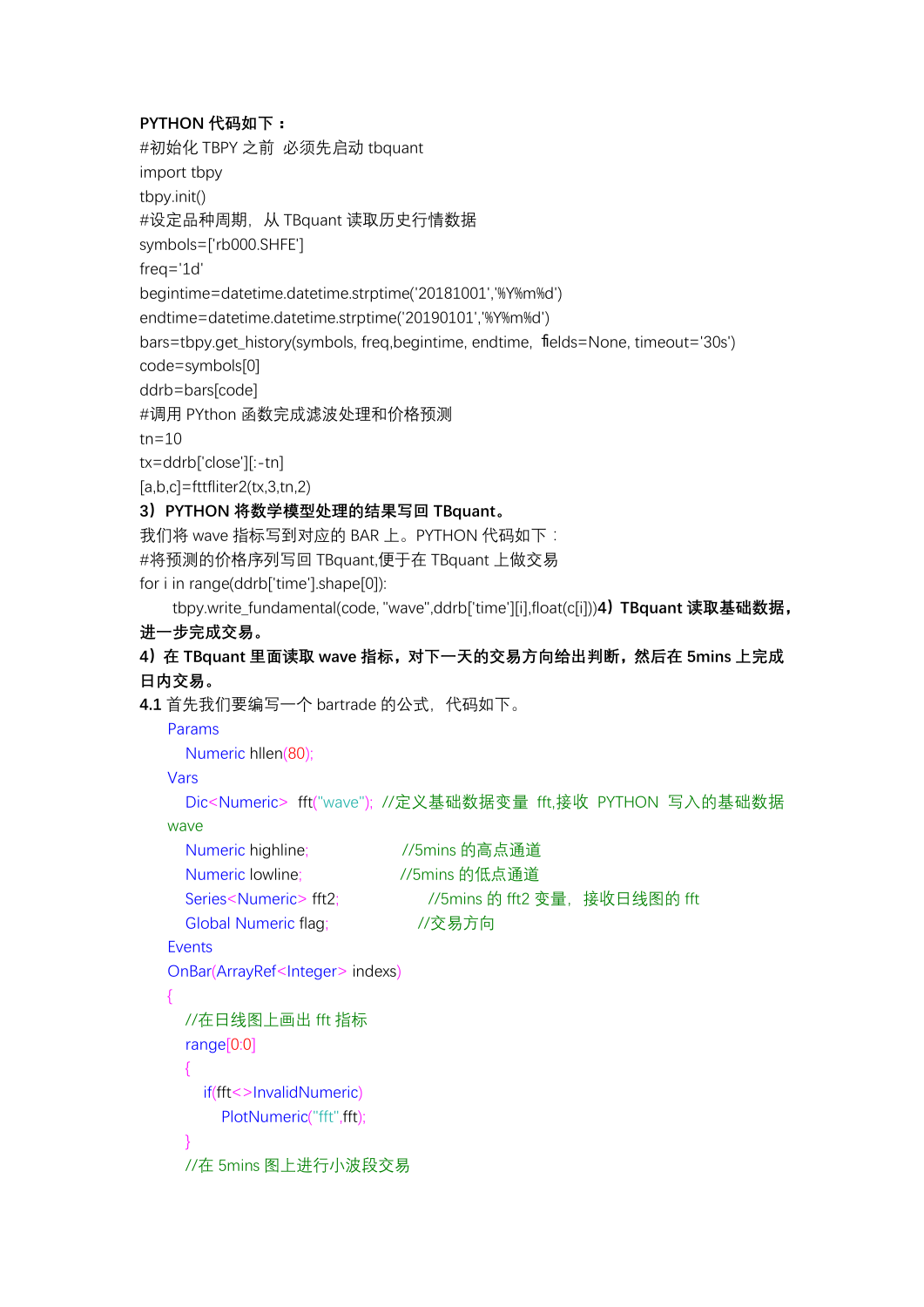**PYTHON 代码如下：**

```
#初始化 TBPY 之前  必须先启动 tbquant
import tbpy
tbpy.init()
#设定品种周期，  从 TBquant 读取历史行情数据
symbols=['rb000.SHFE']
freq='1d'
begintime=datetime.datetime.strptime('20181001','%Y%m%d')
endtime=datetime.datetime.strptime('20190101','%Y%m%d')
bars=tbpy.get_history(symbols, freq,begintime, endtime,  fields=None, timeout='30s')
code=symbols[0]
ddrb=bars[code]
#调用 PYthon 函数完成滤波处理和价格预测
tn=10
tx=ddrb['close'][:-tn]
[a,b,c]=fttfliter2(tx,3,tn,2)
```

**3）PYTHON 将数学模型处理的结果写回 TBquant。**

我们将 wave 指标写到对应的 BAR 上。PYTHON 代码如下：

```
#将预测的价格序列写回 TBquant,便于在 TBquant 上做交易
for i in range(ddrb['time'].shape[0]):
    tbpy.write_fundamental(code, "wave",ddrb['time'][i],float(c[i]))
```

**4）TBquant 读取基础数据，进一步完成交易。**

**4）在 TBquant 里面读取 wave 指标，对下一天的交易方向给出判断，然后在 5mins 上完成日内交易。**

**4.1** 首先我们要编写一个 bartrade 的公式，  代码如下。

```
Params
    Numeric hllen(80);
Vars
    Dic<Numeric>  fft("wave");  //定义基础数据变量  fft,接收  PYTHON  写入的基础数据 wave
    Numeric highline;                    //5mins 的高点通道
    Numeric lowline;                     //5mins 的低点通道
    Series<Numeric> fft2;                //5mins 的 fft2 变量，  接收日线图的 fft
    Global Numeric flag;                 //交易方向
Events
OnBar(ArrayRef<Integer> indexs)
{
    //在日线图上画出 fft 指标
    range[0:0]
    {
        if(fft<>InvalidNumeric)
            PlotNumeric("fft",fft);
    }
    //在 5mins 图上进行小波段交易
```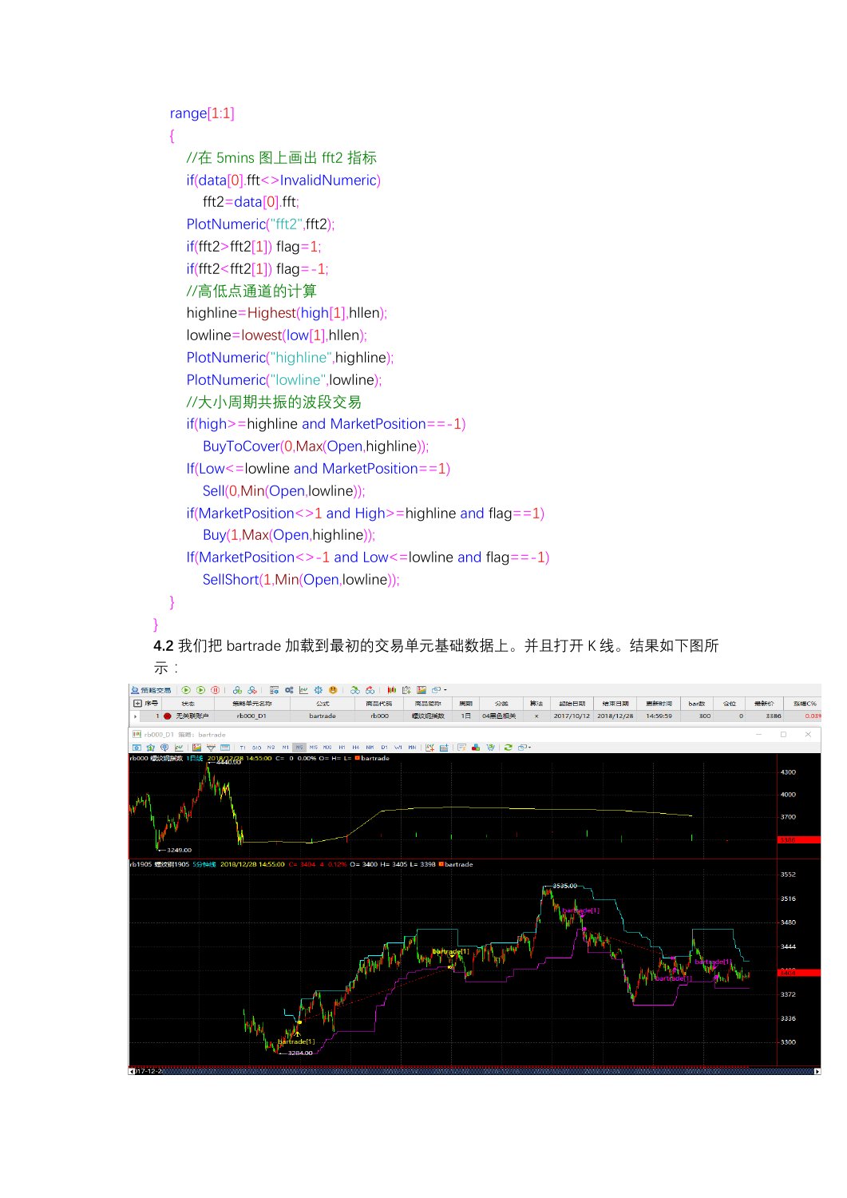```
range[1:1]
{
    //在 5mins 图上画出 fft2 指标
    if(data[0].fft<>InvalidNumeric)
        fft2=data[0].fft;
    PlotNumeric("fft2",fft2);
    if(fft2>fft2[1]) flag=1;
    if(fft2<fft2[1]) flag=-1;
    //高低点通道的计算
    highline=Highest(high[1],hlen);
    lowline=lowest(low[1],hlen);
    PlotNumeric("highline",highline);
    PlotNumeric("lowline",lowline);
    //大小周期共振的波段交易
    if(high>=highline and MarketPosition==-1)
        BuyToCover(0,Max(Open,highline));
    If(Low<=lowline and MarketPosition==1)
        Sell(0,Min(Open,lowline));
    if(MarketPosition<>1 and High>=highline and flag==1)
        Buy(1,Max(Open,highline));
    If(MarketPosition<>-1 and Low<=lowline and flag==-1)
        SellShort(1,Min(Open,lowline));
  }
}
```

**4.2** 我们把 bartrade 加载到最初的交易单元基础数据上。并且打开 K 线。结果如下图所示：